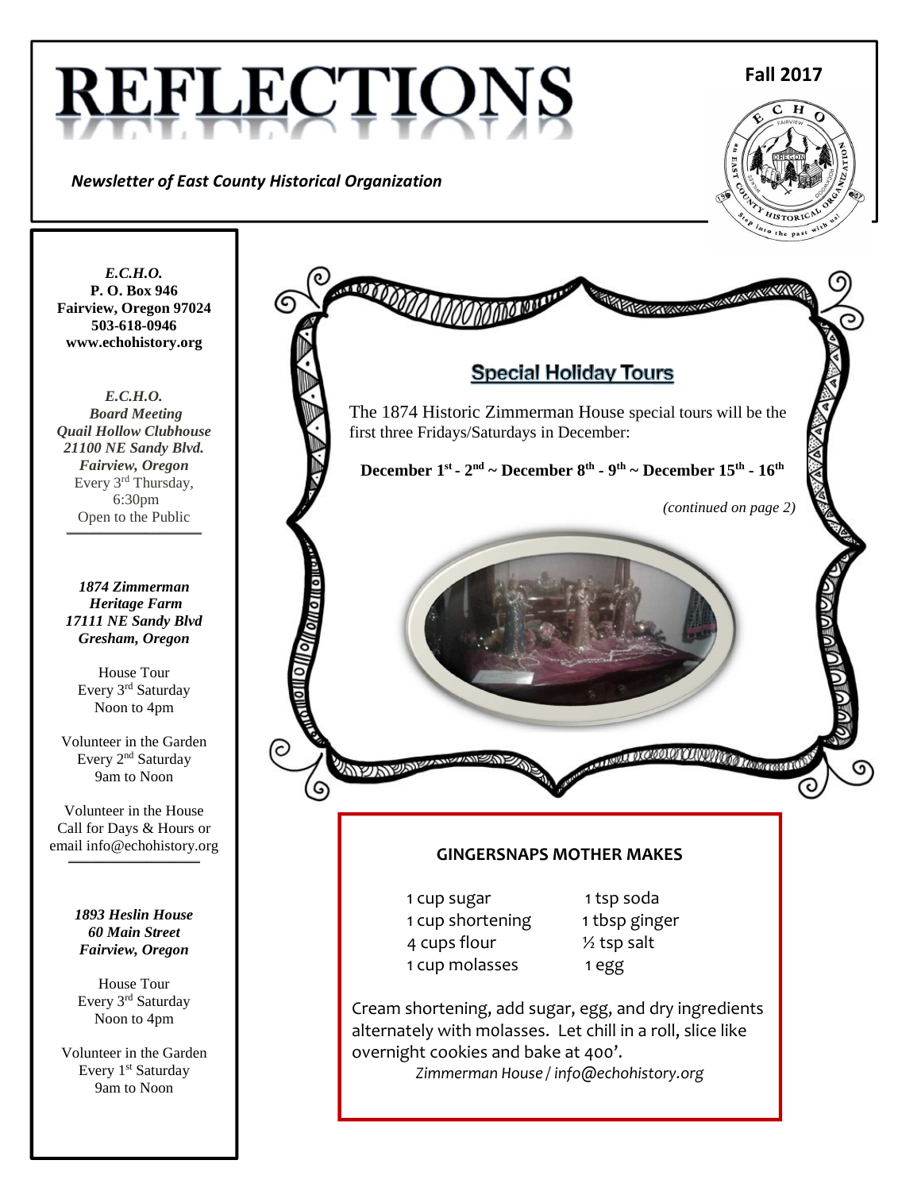# REFLECTIONS

**Fall 2017**

*Newsletter of East County Historical Organization*

***E.C.H.O.***
**P. O. Box 946**
**Fairview, Oregon 97024**
**503-618-0946**
**www.echohistory.org**

***E.C.H.O.***
***Board Meeting***
***Quail Hollow Clubhouse***
***21100 NE Sandy Blvd.***
***Fairview, Oregon***
Every 3rd Thursday,
6:30pm
Open to the Public

***1874 Zimmerman Heritage Farm***
***17111 NE Sandy Blvd***
***Gresham, Oregon***

House Tour
Every 3rd Saturday
Noon to 4pm

Volunteer in the Garden
Every 2nd Saturday
9am to Noon

Volunteer in the House
Call for Days & Hours or
email info@echohistory.org

***1893 Heslin House***
***60 Main Street***
***Fairview, Oregon***

House Tour
Every 3rd Saturday
Noon to 4pm

Volunteer in the Garden
Every 1st Saturday
9am to Noon

## Special Holiday Tours

The 1874 Historic Zimmerman House special tours will be the first three Fridays/Saturdays in December:

**December 1st - 2nd ~ December 8th - 9th ~ December 15th - 16th**

*(continued on page 2)*

### GINGERSNAPS MOTHER MAKES

| | |
|---|---|
| 1 cup sugar | 1 tsp soda |
| 1 cup shortening | 1 tbsp ginger |
| 4 cups flour | ½ tsp salt |
| 1 cup molasses | 1 egg |

Cream shortening, add sugar, egg, and dry ingredients alternately with molasses. Let chill in a roll, slice like overnight cookies and bake at 400'.

*Zimmerman House / info@echohistory.org*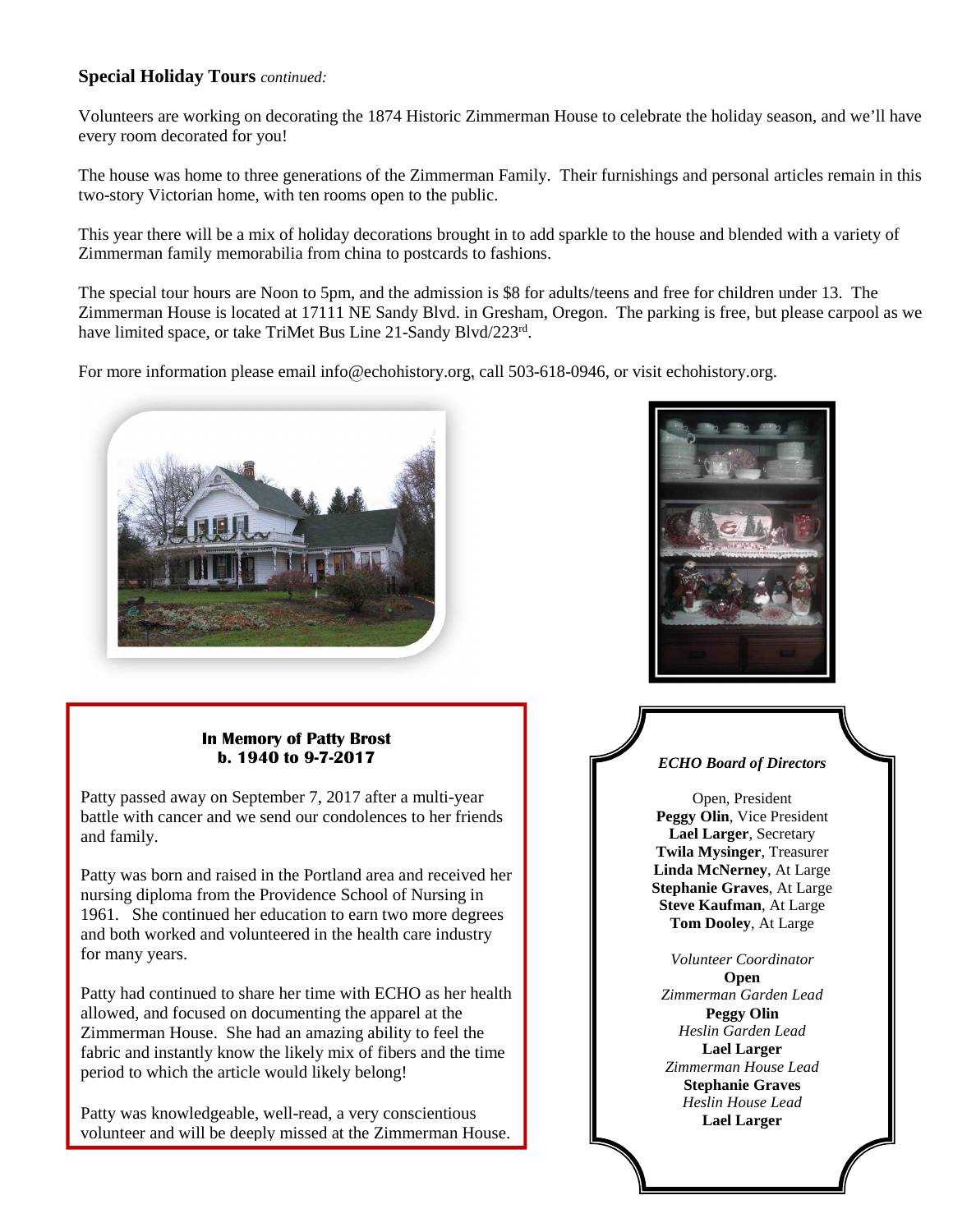**Special Holiday Tours** *continued:*

Volunteers are working on decorating the 1874 Historic Zimmerman House to celebrate the holiday season, and we'll have every room decorated for you!

The house was home to three generations of the Zimmerman Family. Their furnishings and personal articles remain in this two-story Victorian home, with ten rooms open to the public.

This year there will be a mix of holiday decorations brought in to add sparkle to the house and blended with a variety of Zimmerman family memorabilia from china to postcards to fashions.

The special tour hours are Noon to 5pm, and the admission is $8 for adults/teens and free for children under 13. The Zimmerman House is located at 17111 NE Sandy Blvd. in Gresham, Oregon. The parking is free, but please carpool as we have limited space, or take TriMet Bus Line 21-Sandy Blvd/223rd.

For more information please email info@echohistory.org, call 503-618-0946, or visit echohistory.org.

**In Memory of Patty Brost**
**b. 1940 to 9-7-2017**

Patty passed away on September 7, 2017 after a multi-year battle with cancer and we send our condolences to her friends and family.

Patty was born and raised in the Portland area and received her nursing diploma from the Providence School of Nursing in 1961. She continued her education to earn two more degrees and both worked and volunteered in the health care industry for many years.

Patty had continued to share her time with ECHO as her health allowed, and focused on documenting the apparel at the Zimmerman House. She had an amazing ability to feel the fabric and instantly know the likely mix of fibers and the time period to which the article would likely belong!

Patty was knowledgeable, well-read, a very conscientious volunteer and will be deeply missed at the Zimmerman House.

***ECHO Board of Directors***

Open, President
**Peggy Olin**, Vice President
**Lael Larger**, Secretary
**Twila Mysinger**, Treasurer
**Linda McNerney**, At Large
**Stephanie Graves**, At Large
**Steve Kaufman**, At Large
**Tom Dooley**, At Large

*Volunteer Coordinator*
**Open**
*Zimmerman Garden Lead*
**Peggy Olin**
*Heslin Garden Lead*
**Lael Larger**
*Zimmerman House Lead*
**Stephanie Graves**
*Heslin House Lead*
**Lael Larger**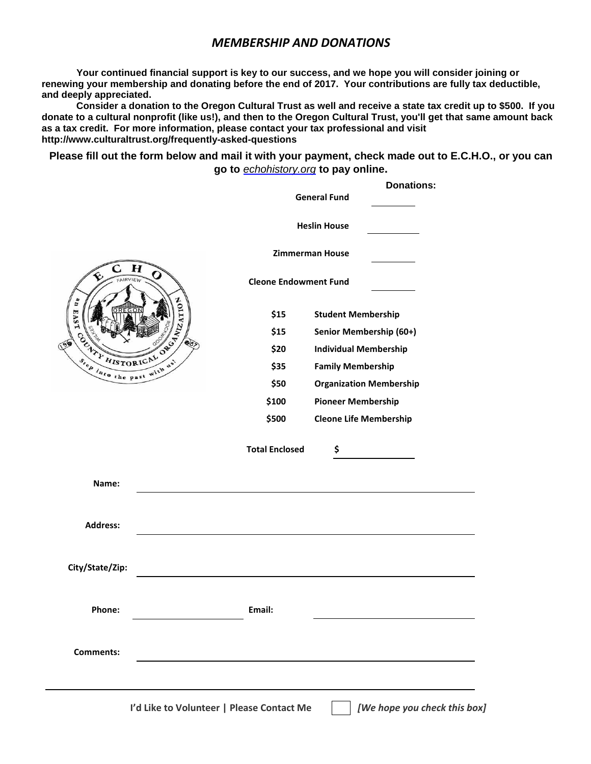## *MEMBERSHIP AND DONATIONS*

**Your continued financial support is key to our success, and we hope you will consider joining or renewing your membership and donating before the end of 2017. Your contributions are fully tax deductible, and deeply appreciated.**

**Consider a donation to the Oregon Cultural Trust as well and receive a state tax credit up to $500. If you donate to a cultural nonprofit (like us!), and then to the Oregon Cultural Trust, you'll get that same amount back as a tax credit. For more information, please contact your tax professional and visit http://www.culturaltrust.org/frequently-asked-questions**

**Please fill out the form below and mail it with your payment, check made out to E.C.H.O., or you can go to *echohistory.org* to pay online.**

**Donations:**

**General Fund** ______

**Heslin House** ______

**Zimmerman House** ______

**Cleone Endowment Fund** ______

| | |
|---|---|
| **$15** | **Student Membership** |
| **$15** | **Senior Membership (60+)** |
| **$20** | **Individual Membership** |
| **$35** | **Family Membership** |
| **$50** | **Organization Membership** |
| **$100** | **Pioneer Membership** |
| **$500** | **Cleone Life Membership** |

**Total Enclosed** **$** ______

**Name:** ______

**Address:** ______

**City/State/Zip:** ______

**Phone:** ______ **Email:** ______

**Comments:** ______

**I'd Like to Volunteer | Please Contact Me** ☐ ***[We hope you check this box]***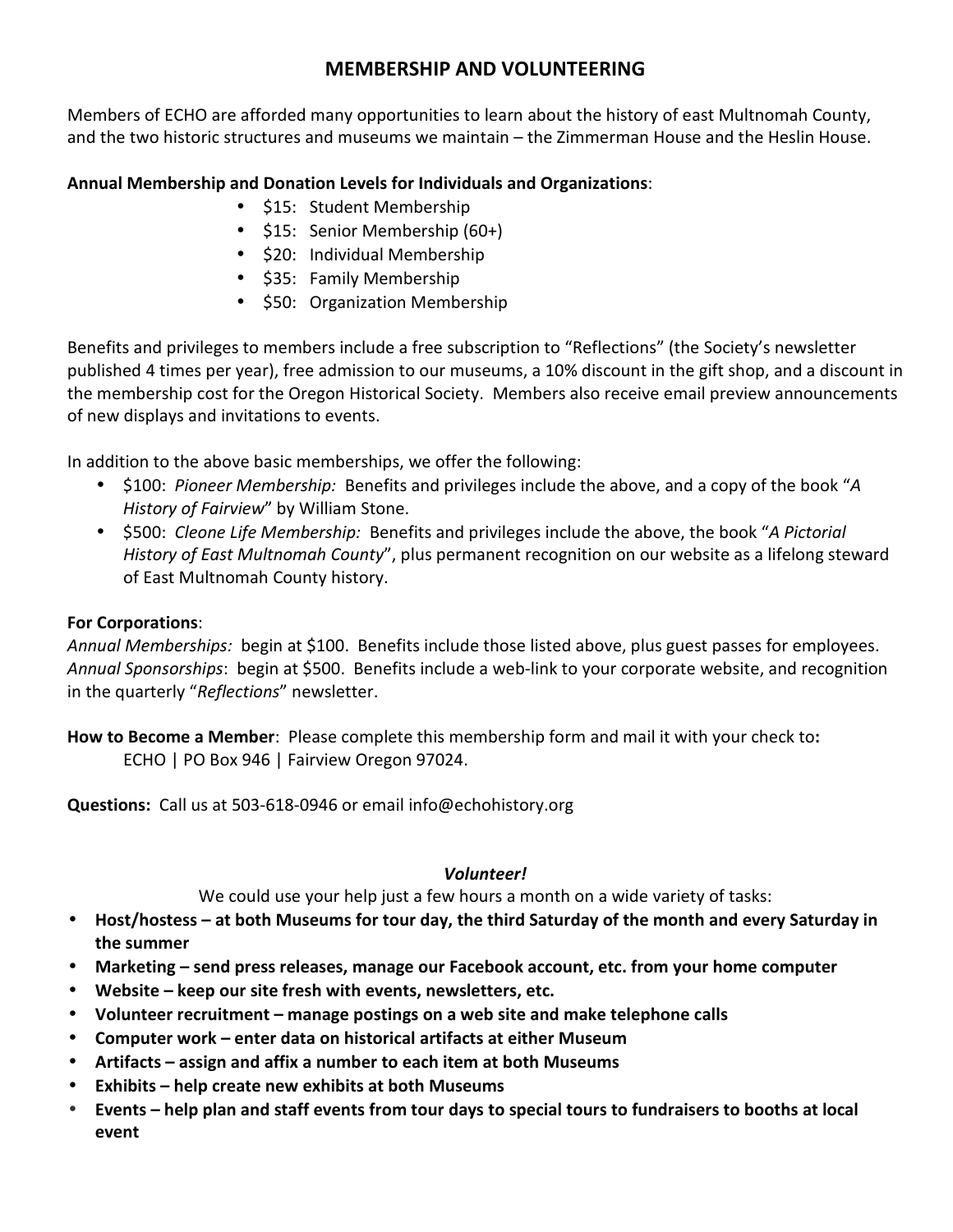## MEMBERSHIP AND VOLUNTEERING

Members of ECHO are afforded many opportunities to learn about the history of east Multnomah County, and the two historic structures and museums we maintain – the Zimmerman House and the Heslin House.

**Annual Membership and Donation Levels for Individuals and Organizations**:

- $15: Student Membership
- $15: Senior Membership (60+)
- $20: Individual Membership
- $35: Family Membership
- $50: Organization Membership

Benefits and privileges to members include a free subscription to "Reflections" (the Society's newsletter published 4 times per year), free admission to our museums, a 10% discount in the gift shop, and a discount in the membership cost for the Oregon Historical Society. Members also receive email preview announcements of new displays and invitations to events.

In addition to the above basic memberships, we offer the following:

- $100: *Pioneer Membership:* Benefits and privileges include the above, and a copy of the book "*A History of Fairview*" by William Stone.
- $500: *Cleone Life Membership:* Benefits and privileges include the above, the book "*A Pictorial History of East Multnomah County*", plus permanent recognition on our website as a lifelong steward of East Multnomah County history.

**For Corporations**:

*Annual Memberships:* begin at $100. Benefits include those listed above, plus guest passes for employees.
*Annual Sponsorships*: begin at $500. Benefits include a web-link to your corporate website, and recognition in the quarterly "*Reflections*" newsletter.

**How to Become a Member**: Please complete this membership form and mail it with your check to**:**
ECHO | PO Box 946 | Fairview Oregon 97024.

**Questions:** Call us at 503-618-0946 or email info@echohistory.org

### *Volunteer!*

We could use your help just a few hours a month on a wide variety of tasks:

- **Host/hostess – at both Museums for tour day, the third Saturday of the month and every Saturday in the summer**
- **Marketing – send press releases, manage our Facebook account, etc. from your home computer**
- **Website – keep our site fresh with events, newsletters, etc.**
- **Volunteer recruitment – manage postings on a web site and make telephone calls**
- **Computer work – enter data on historical artifacts at either Museum**
- **Artifacts – assign and affix a number to each item at both Museums**
- **Exhibits – help create new exhibits at both Museums**
- **Events – help plan and staff events from tour days to special tours to fundraisers to booths at local event**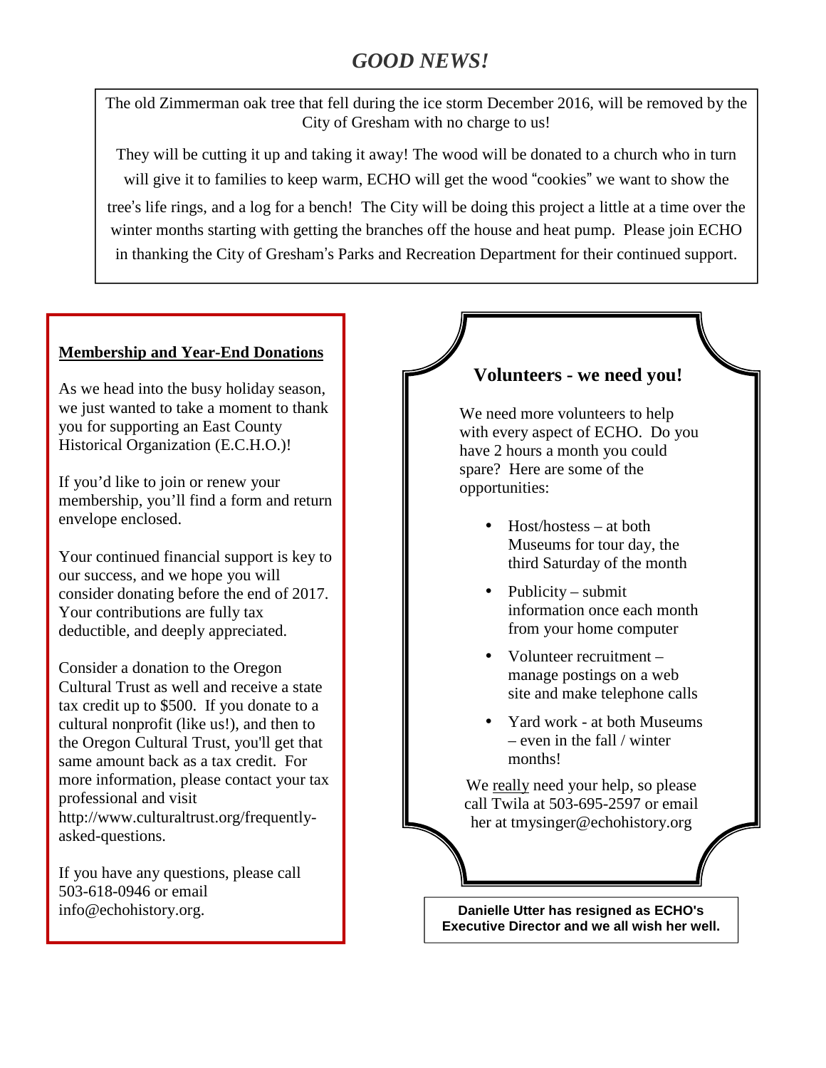# *GOOD NEWS!*

The old Zimmerman oak tree that fell during the ice storm December 2016, will be removed by the City of Gresham with no charge to us!

They will be cutting it up and taking it away! The wood will be donated to a church who in turn will give it to families to keep warm, ECHO will get the wood "cookies" we want to show the tree's life rings, and a log for a bench! The City will be doing this project a little at a time over the winter months starting with getting the branches off the house and heat pump. Please join ECHO in thanking the City of Gresham's Parks and Recreation Department for their continued support.

**Membership and Year-End Donations**

As we head into the busy holiday season, we just wanted to take a moment to thank you for supporting an East County Historical Organization (E.C.H.O.)!

If you'd like to join or renew your membership, you'll find a form and return envelope enclosed.

Your continued financial support is key to our success, and we hope you will consider donating before the end of 2017. Your contributions are fully tax deductible, and deeply appreciated.

Consider a donation to the Oregon Cultural Trust as well and receive a state tax credit up to $500. If you donate to a cultural nonprofit (like us!), and then to the Oregon Cultural Trust, you'll get that same amount back as a tax credit. For more information, please contact your tax professional and visit http://www.culturaltrust.org/frequently-asked-questions.

If you have any questions, please call 503-618-0946 or email info@echohistory.org.

## Volunteers - we need you!

We need more volunteers to help with every aspect of ECHO. Do you have 2 hours a month you could spare? Here are some of the opportunities:

- Host/hostess – at both Museums for tour day, the third Saturday of the month
- Publicity – submit information once each month from your home computer
- Volunteer recruitment – manage postings on a web site and make telephone calls
- Yard work - at both Museums – even in the fall / winter months!

We really need your help, so please call Twila at 503-695-2597 or email her at tmysinger@echohistory.org

**Danielle Utter has resigned as ECHO's Executive Director and we all wish her well.**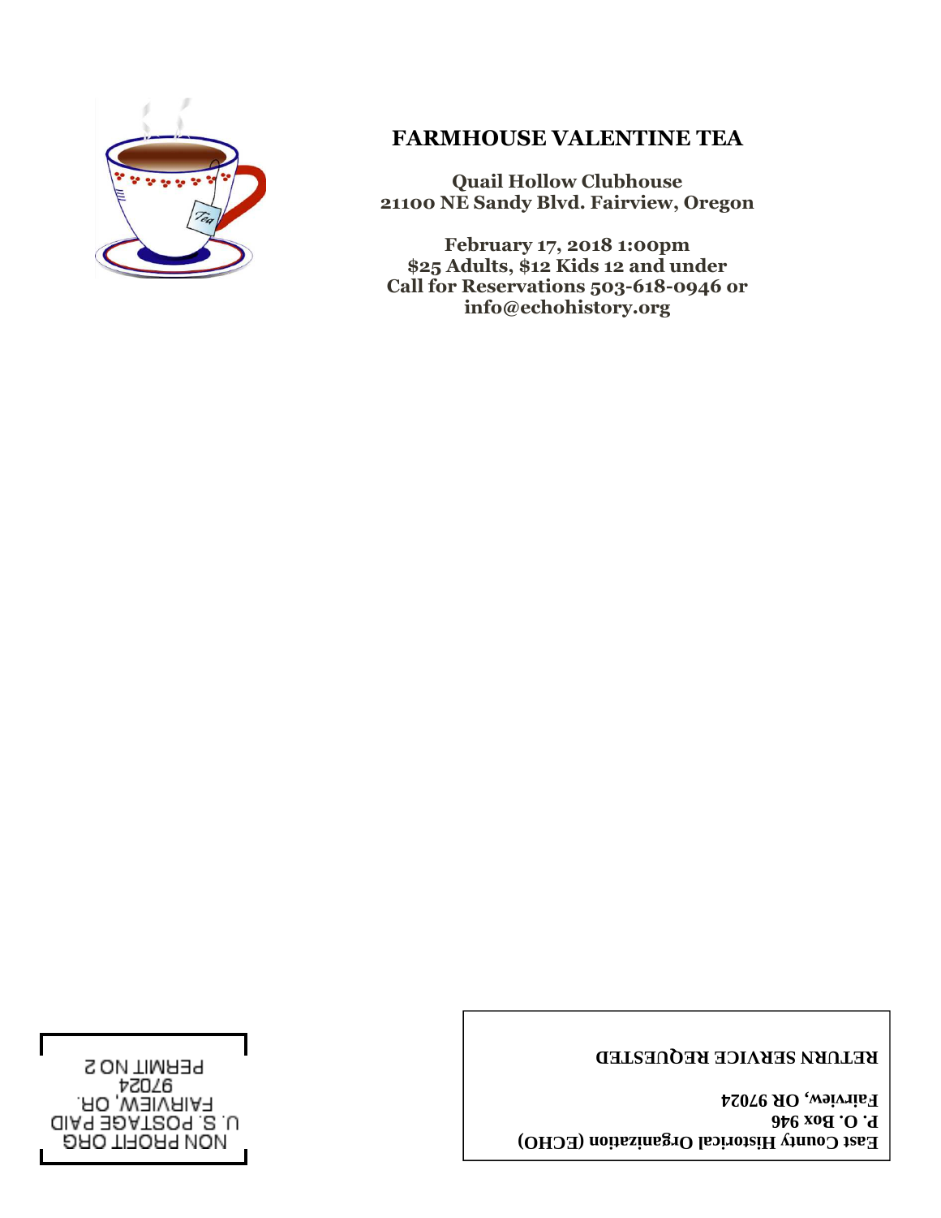## FARMHOUSE VALENTINE TEA

**Quail Hollow Clubhouse**
**21100 NE Sandy Blvd. Fairview, Oregon**

**February 17, 2018 1:00pm**
**$25 Adults, $12 Kids 12 and under**
**Call for Reservations 503-618-0946 or**
**info@echohistory.org**

NON PROFIT ORG
U. S. POSTAGE PAID
FAIRVIEW, OR.
97024
PERMIT NO 2

**East County Historical Organization (ECHO)**
**P. O. Box 946**
**Fairview, OR 97024**

**RETURN SERVICE REQUESTED**